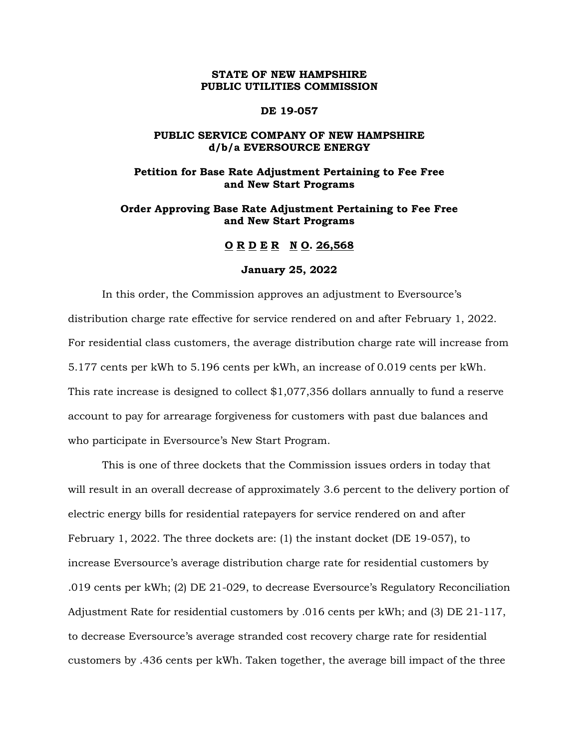**STATE OF NEW HAMPSHIRE**
**PUBLIC UTILITIES COMMISSION**

**DE 19-057**

**PUBLIC SERVICE COMPANY OF NEW HAMPSHIRE**
**d/b/a EVERSOURCE ENERGY**

**Petition for Base Rate Adjustment Pertaining to Fee Free and New Start Programs**

**Order Approving Base Rate Adjustment Pertaining to Fee Free and New Start Programs**

**O R D E R N O. 26,568**

**January 25, 2022**

In this order, the Commission approves an adjustment to Eversource's distribution charge rate effective for service rendered on and after February 1, 2022. For residential class customers, the average distribution charge rate will increase from 5.177 cents per kWh to 5.196 cents per kWh, an increase of 0.019 cents per kWh. This rate increase is designed to collect $1,077,356 dollars annually to fund a reserve account to pay for arrearage forgiveness for customers with past due balances and who participate in Eversource's New Start Program.

This is one of three dockets that the Commission issues orders in today that will result in an overall decrease of approximately 3.6 percent to the delivery portion of electric energy bills for residential ratepayers for service rendered on and after February 1, 2022. The three dockets are: (1) the instant docket (DE 19-057), to increase Eversource's average distribution charge rate for residential customers by .019 cents per kWh; (2) DE 21-029, to decrease Eversource's Regulatory Reconciliation Adjustment Rate for residential customers by .016 cents per kWh; and (3) DE 21-117, to decrease Eversource's average stranded cost recovery charge rate for residential customers by .436 cents per kWh. Taken together, the average bill impact of the three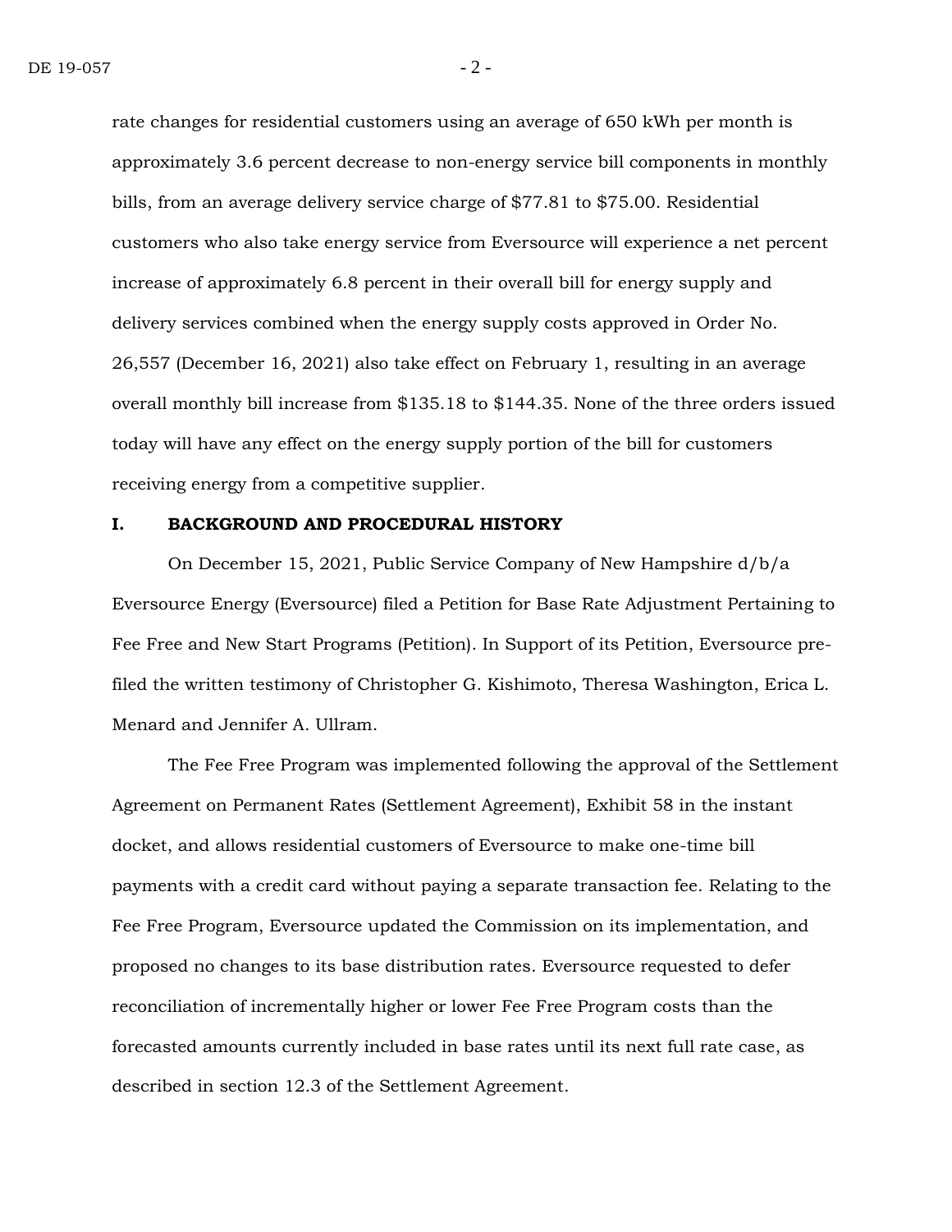rate changes for residential customers using an average of 650 kWh per month is approximately 3.6 percent decrease to non-energy service bill components in monthly bills, from an average delivery service charge of $77.81 to $75.00. Residential customers who also take energy service from Eversource will experience a net percent increase of approximately 6.8 percent in their overall bill for energy supply and delivery services combined when the energy supply costs approved in Order No. 26,557 (December 16, 2021) also take effect on February 1, resulting in an average overall monthly bill increase from $135.18 to $144.35. None of the three orders issued today will have any effect on the energy supply portion of the bill for customers receiving energy from a competitive supplier.

## I. BACKGROUND AND PROCEDURAL HISTORY

On December 15, 2021, Public Service Company of New Hampshire d/b/a Eversource Energy (Eversource) filed a Petition for Base Rate Adjustment Pertaining to Fee Free and New Start Programs (Petition). In Support of its Petition, Eversource pre-filed the written testimony of Christopher G. Kishimoto, Theresa Washington, Erica L. Menard and Jennifer A. Ullram.

The Fee Free Program was implemented following the approval of the Settlement Agreement on Permanent Rates (Settlement Agreement), Exhibit 58 in the instant docket, and allows residential customers of Eversource to make one-time bill payments with a credit card without paying a separate transaction fee. Relating to the Fee Free Program, Eversource updated the Commission on its implementation, and proposed no changes to its base distribution rates. Eversource requested to defer reconciliation of incrementally higher or lower Fee Free Program costs than the forecasted amounts currently included in base rates until its next full rate case, as described in section 12.3 of the Settlement Agreement.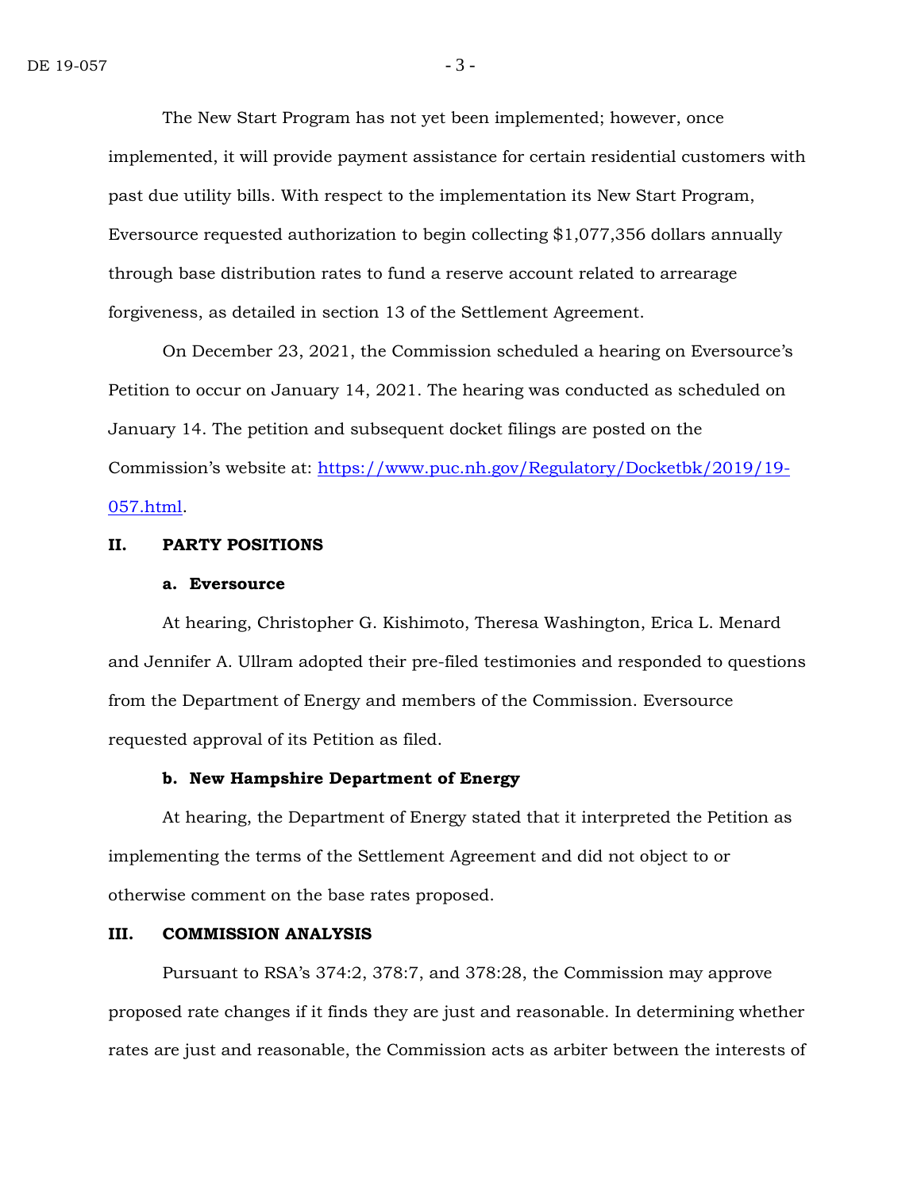The New Start Program has not yet been implemented; however, once implemented, it will provide payment assistance for certain residential customers with past due utility bills. With respect to the implementation its New Start Program, Eversource requested authorization to begin collecting $1,077,356 dollars annually through base distribution rates to fund a reserve account related to arrearage forgiveness, as detailed in section 13 of the Settlement Agreement.

On December 23, 2021, the Commission scheduled a hearing on Eversource's Petition to occur on January 14, 2021. The hearing was conducted as scheduled on January 14. The petition and subsequent docket filings are posted on the Commission's website at: [https://www.puc.nh.gov/Regulatory/Docketbk/2019/19-057.html](https://www.puc.nh.gov/Regulatory/Docketbk/2019/19-057.html).

## II. PARTY POSITIONS

### a. Eversource

At hearing, Christopher G. Kishimoto, Theresa Washington, Erica L. Menard and Jennifer A. Ullram adopted their pre-filed testimonies and responded to questions from the Department of Energy and members of the Commission. Eversource requested approval of its Petition as filed.

### b. New Hampshire Department of Energy

At hearing, the Department of Energy stated that it interpreted the Petition as implementing the terms of the Settlement Agreement and did not object to or otherwise comment on the base rates proposed.

## III. COMMISSION ANALYSIS

Pursuant to RSA's 374:2, 378:7, and 378:28, the Commission may approve proposed rate changes if it finds they are just and reasonable. In determining whether rates are just and reasonable, the Commission acts as arbiter between the interests of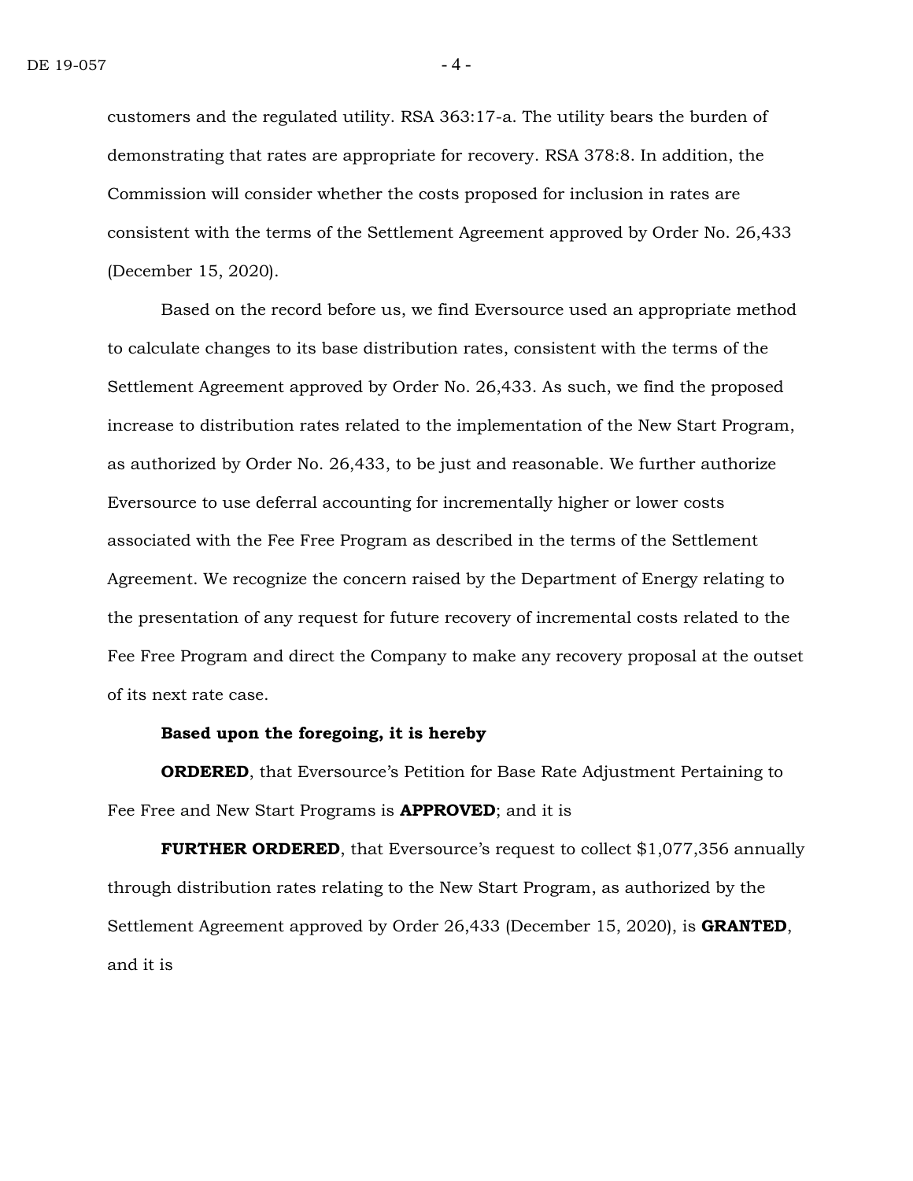customers and the regulated utility. RSA 363:17-a. The utility bears the burden of demonstrating that rates are appropriate for recovery. RSA 378:8. In addition, the Commission will consider whether the costs proposed for inclusion in rates are consistent with the terms of the Settlement Agreement approved by Order No. 26,433 (December 15, 2020).

Based on the record before us, we find Eversource used an appropriate method to calculate changes to its base distribution rates, consistent with the terms of the Settlement Agreement approved by Order No. 26,433. As such, we find the proposed increase to distribution rates related to the implementation of the New Start Program, as authorized by Order No. 26,433, to be just and reasonable. We further authorize Eversource to use deferral accounting for incrementally higher or lower costs associated with the Fee Free Program as described in the terms of the Settlement Agreement. We recognize the concern raised by the Department of Energy relating to the presentation of any request for future recovery of incremental costs related to the Fee Free Program and direct the Company to make any recovery proposal at the outset of its next rate case.

**Based upon the foregoing, it is hereby**

**ORDERED**, that Eversource's Petition for Base Rate Adjustment Pertaining to Fee Free and New Start Programs is **APPROVED**; and it is

**FURTHER ORDERED**, that Eversource's request to collect $1,077,356 annually through distribution rates relating to the New Start Program, as authorized by the Settlement Agreement approved by Order 26,433 (December 15, 2020), is **GRANTED**, and it is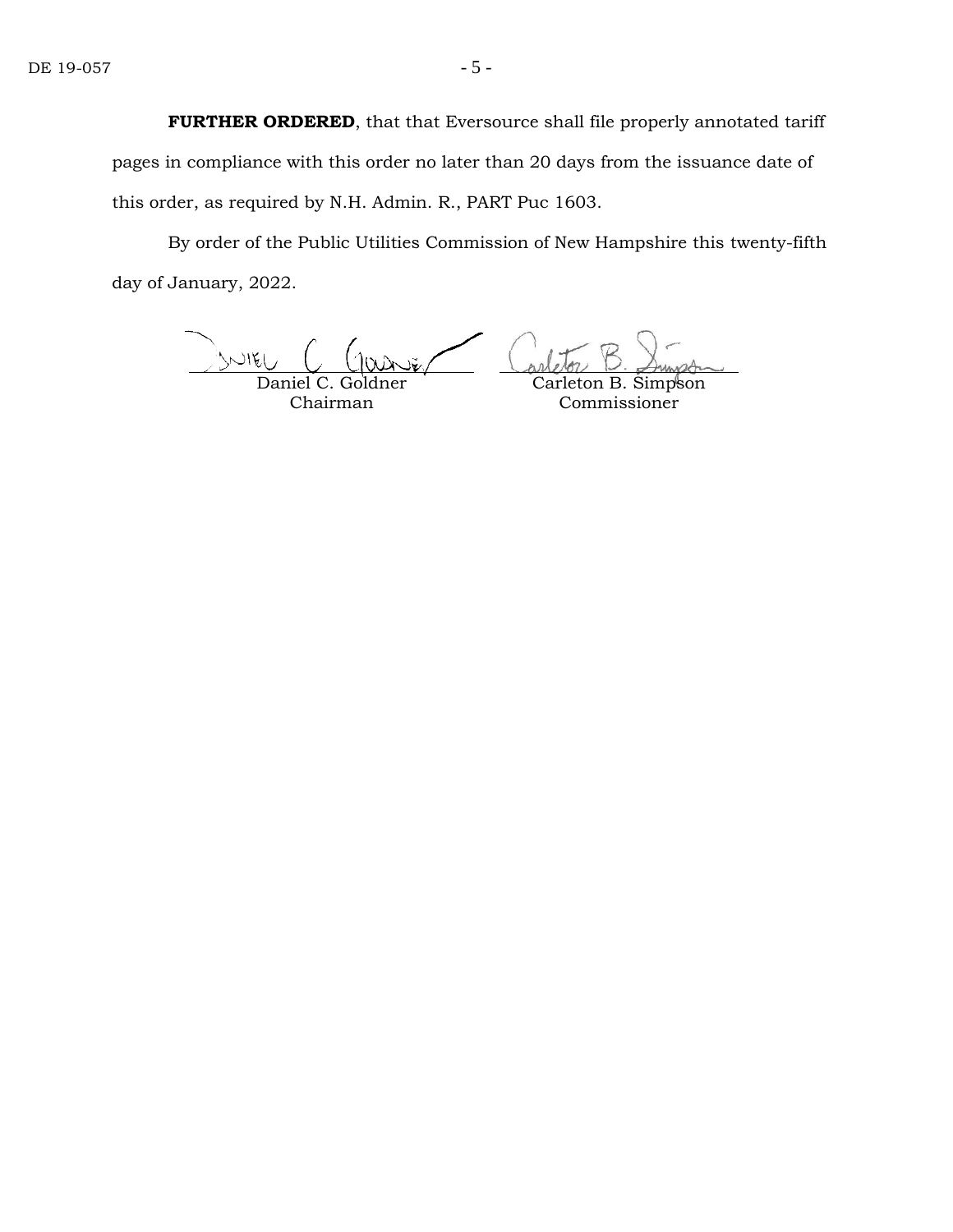**FURTHER ORDERED**, that that Eversource shall file properly annotated tariff pages in compliance with this order no later than 20 days from the issuance date of this order, as required by N.H. Admin. R., PART Puc 1603.

By order of the Public Utilities Commission of New Hampshire this twenty-fifth day of January, 2022.

| Daniel C. Goldner | Carleton B. Simpson |
| --- | --- |
| Chairman | Commissioner |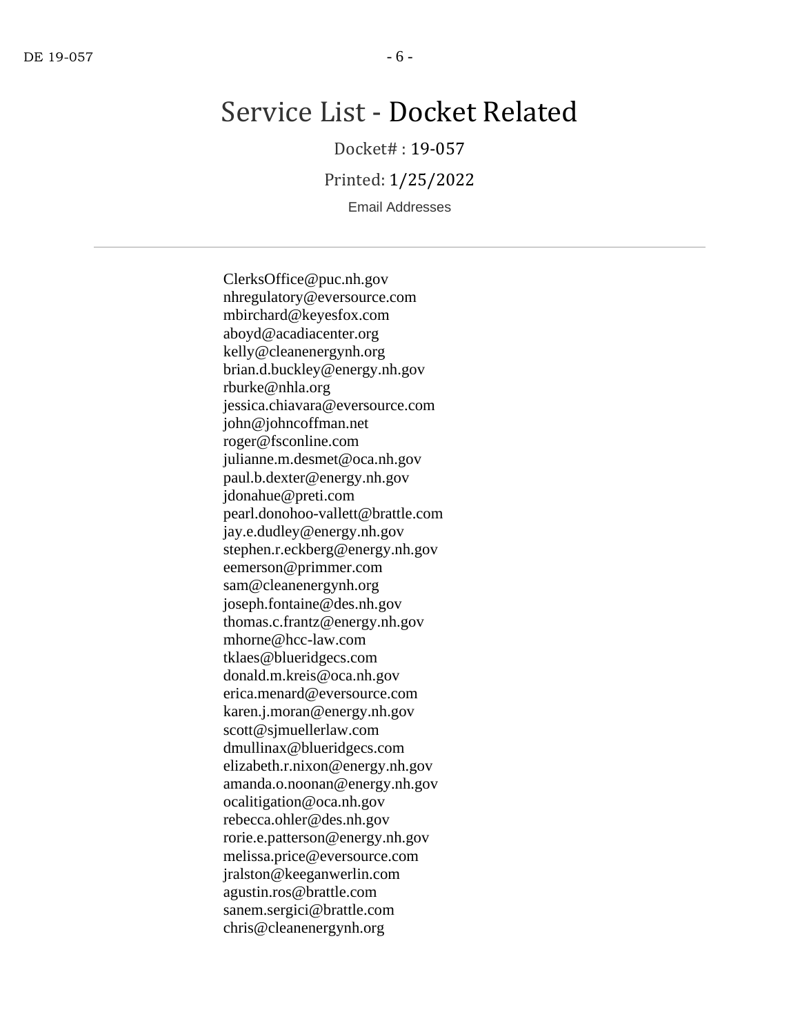# Service List - Docket Related

Docket# : 19-057

Printed: 1/25/2022

Email Addresses

---

ClerksOffice@puc.nh.gov
nhregulatory@eversource.com
mbirchard@keyesfox.com
aboyd@acadiacenter.org
kelly@cleanenergynh.org
brian.d.buckley@energy.nh.gov
rburke@nhla.org
jessica.chiavara@eversource.com
john@johncoffman.net
roger@fsconline.com
julianne.m.desmet@oca.nh.gov
paul.b.dexter@energy.nh.gov
jdonahue@preti.com
pearl.donohoo-vallett@brattle.com
jay.e.dudley@energy.nh.gov
stephen.r.eckberg@energy.nh.gov
eemerson@primmer.com
sam@cleanenergynh.org
joseph.fontaine@des.nh.gov
thomas.c.frantz@energy.nh.gov
mhorne@hcc-law.com
tklaes@blueridgecs.com
donald.m.kreis@oca.nh.gov
erica.menard@eversource.com
karen.j.moran@energy.nh.gov
scott@sjmuellerlaw.com
dmullinax@blueridgecs.com
elizabeth.r.nixon@energy.nh.gov
amanda.o.noonan@energy.nh.gov
ocalitigation@oca.nh.gov
rebecca.ohler@des.nh.gov
rorie.e.patterson@energy.nh.gov
melissa.price@eversource.com
jralston@keeganwerlin.com
agustin.ros@brattle.com
sanem.sergici@brattle.com
chris@cleanenergynh.org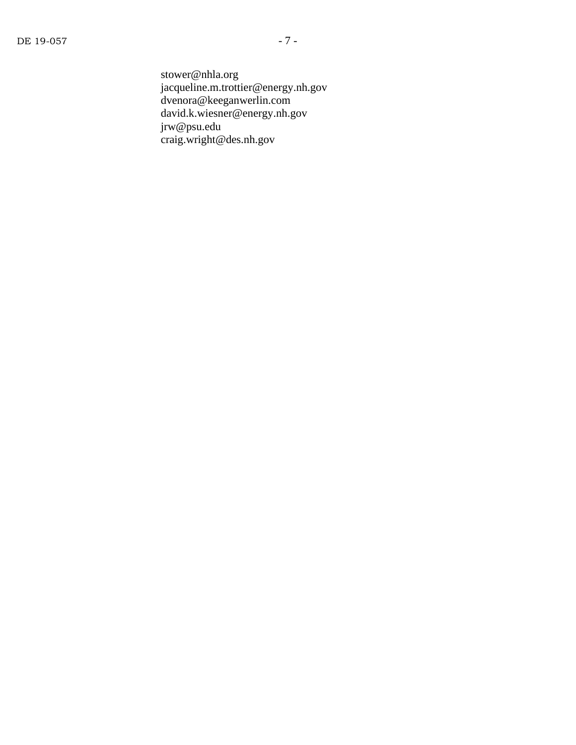stower@nhla.org
jacqueline.m.trottier@energy.nh.gov
dvenora@keeganwerlin.com
david.k.wiesner@energy.nh.gov
jrw@psu.edu
craig.wright@des.nh.gov